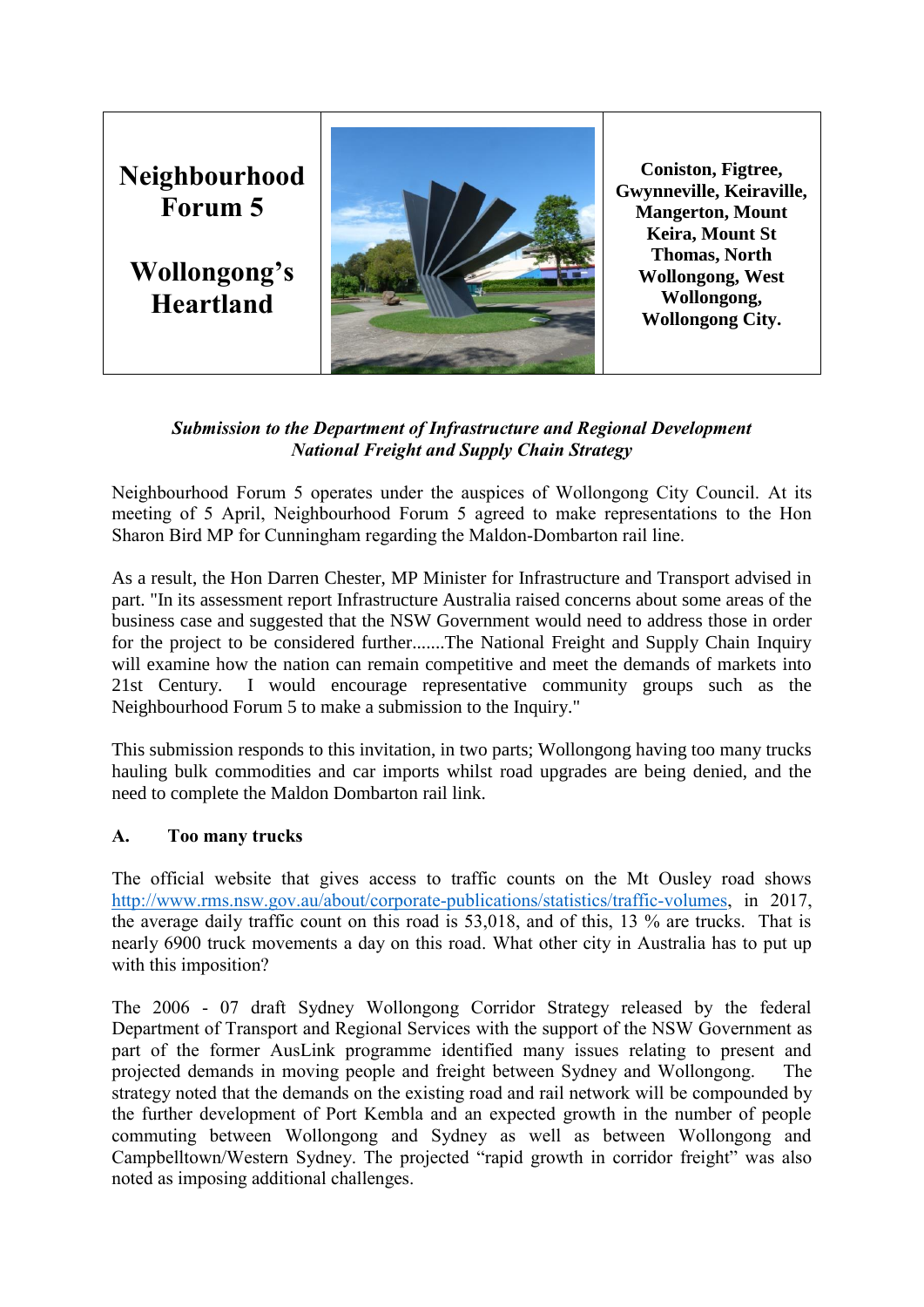| Neighbourhood Forum 5<br><br>Wollongong's Heartland | | Coniston, Figtree, Gwynneville, Keiraville, Mangerton, Mount Keira, Mount St Thomas, North Wollongong, West Wollongong, Wollongong City. |
|---|---|---|

***Submission to the Department of Infrastructure and Regional Development National Freight and Supply Chain Strategy***

Neighbourhood Forum 5 operates under the auspices of Wollongong City Council. At its meeting of 5 April, Neighbourhood Forum 5 agreed to make representations to the Hon Sharon Bird MP for Cunningham regarding the Maldon-Dombarton rail line.

As a result, the Hon Darren Chester, MP Minister for Infrastructure and Transport advised in part. "In its assessment report Infrastructure Australia raised concerns about some areas of the business case and suggested that the NSW Government would need to address those in order for the project to be considered further.......The National Freight and Supply Chain Inquiry will examine how the nation can remain competitive and meet the demands of markets into 21st Century. I would encourage representative community groups such as the Neighbourhood Forum 5 to make a submission to the Inquiry."

This submission responds to this invitation, in two parts; Wollongong having too many trucks hauling bulk commodities and car imports whilst road upgrades are being denied, and the need to complete the Maldon Dombarton rail link.

**A. Too many trucks**

The official website that gives access to traffic counts on the Mt Ousley road shows http://www.rms.nsw.gov.au/about/corporate-publications/statistics/traffic-volumes, in 2017, the average daily traffic count on this road is 53,018, and of this, 13 % are trucks. That is nearly 6900 truck movements a day on this road. What other city in Australia has to put up with this imposition?

The 2006 - 07 draft Sydney Wollongong Corridor Strategy released by the federal Department of Transport and Regional Services with the support of the NSW Government as part of the former AusLink programme identified many issues relating to present and projected demands in moving people and freight between Sydney and Wollongong. The strategy noted that the demands on the existing road and rail network will be compounded by the further development of Port Kembla and an expected growth in the number of people commuting between Wollongong and Sydney as well as between Wollongong and Campbelltown/Western Sydney. The projected "rapid growth in corridor freight" was also noted as imposing additional challenges.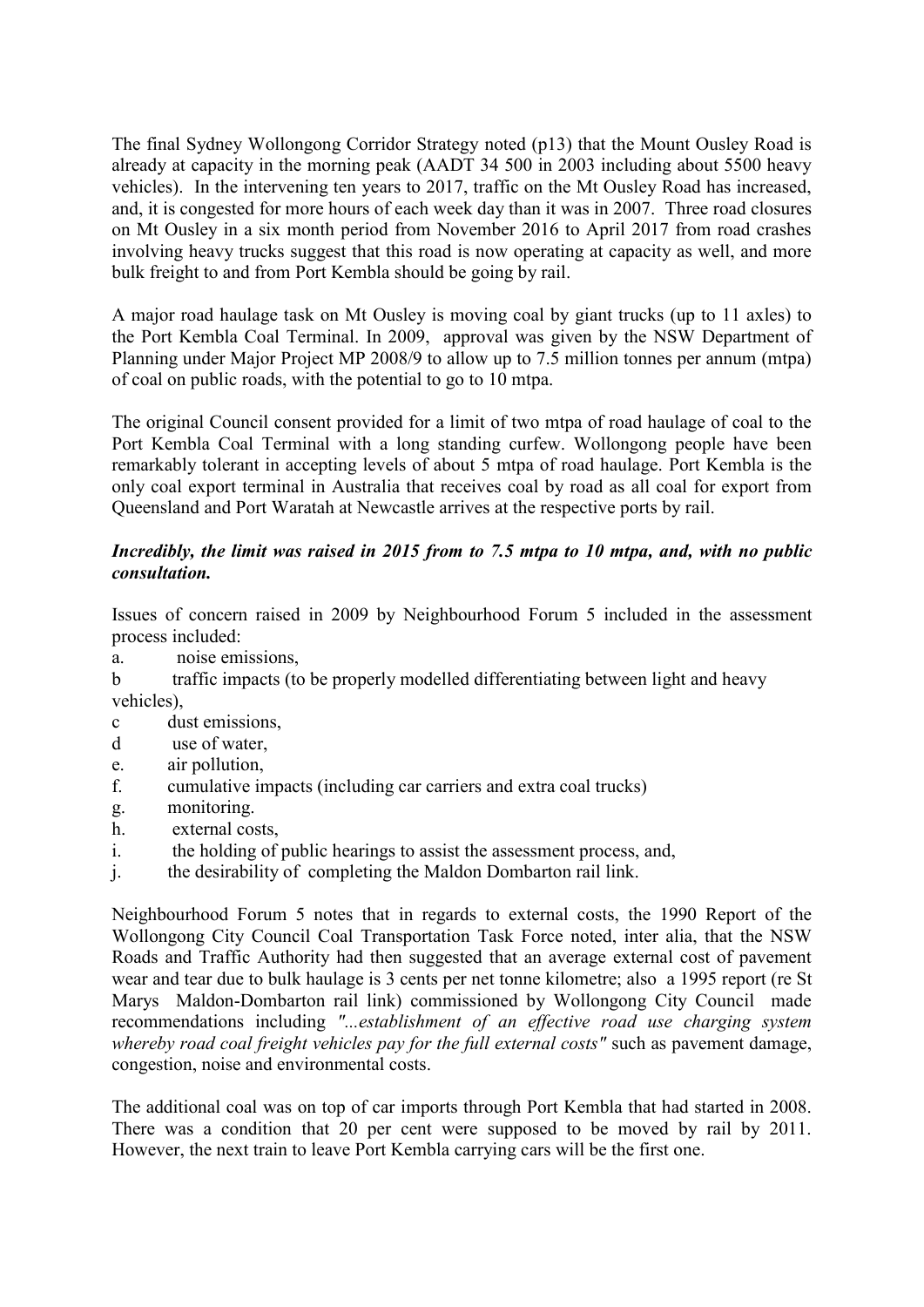The final Sydney Wollongong Corridor Strategy noted (p13) that the Mount Ousley Road is already at capacity in the morning peak (AADT 34 500 in 2003 including about 5500 heavy vehicles). In the intervening ten years to 2017, traffic on the Mt Ousley Road has increased, and, it is congested for more hours of each week day than it was in 2007. Three road closures on Mt Ousley in a six month period from November 2016 to April 2017 from road crashes involving heavy trucks suggest that this road is now operating at capacity as well, and more bulk freight to and from Port Kembla should be going by rail.

A major road haulage task on Mt Ousley is moving coal by giant trucks (up to 11 axles) to the Port Kembla Coal Terminal. In 2009, approval was given by the NSW Department of Planning under Major Project MP 2008/9 to allow up to 7.5 million tonnes per annum (mtpa) of coal on public roads, with the potential to go to 10 mtpa.

The original Council consent provided for a limit of two mtpa of road haulage of coal to the Port Kembla Coal Terminal with a long standing curfew. Wollongong people have been remarkably tolerant in accepting levels of about 5 mtpa of road haulage. Port Kembla is the only coal export terminal in Australia that receives coal by road as all coal for export from Queensland and Port Waratah at Newcastle arrives at the respective ports by rail.

***Incredibly, the limit was raised in 2015 from to 7.5 mtpa to 10 mtpa, and, with no public consultation.***

Issues of concern raised in 2009 by Neighbourhood Forum 5 included in the assessment process included:

a. noise emissions,
b traffic impacts (to be properly modelled differentiating between light and heavy vehicles),
c dust emissions,
d use of water,
e. air pollution,
f. cumulative impacts (including car carriers and extra coal trucks)
g. monitoring.
h. external costs,
i. the holding of public hearings to assist the assessment process, and,
j. the desirability of completing the Maldon Dombarton rail link.

Neighbourhood Forum 5 notes that in regards to external costs, the 1990 Report of the Wollongong City Council Coal Transportation Task Force noted, inter alia, that the NSW Roads and Traffic Authority had then suggested that an average external cost of pavement wear and tear due to bulk haulage is 3 cents per net tonne kilometre; also a 1995 report (re St Marys Maldon-Dombarton rail link) commissioned by Wollongong City Council made recommendations including *"...establishment of an effective road use charging system whereby road coal freight vehicles pay for the full external costs"* such as pavement damage, congestion, noise and environmental costs.

The additional coal was on top of car imports through Port Kembla that had started in 2008. There was a condition that 20 per cent were supposed to be moved by rail by 2011. However, the next train to leave Port Kembla carrying cars will be the first one.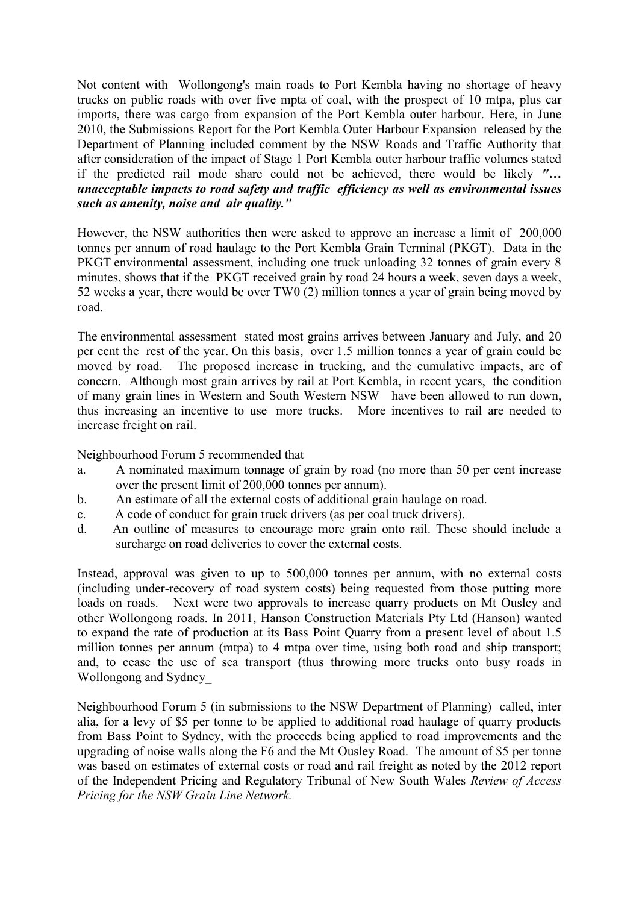Not content with Wollongong's main roads to Port Kembla having no shortage of heavy trucks on public roads with over five mpta of coal, with the prospect of 10 mtpa, plus car imports, there was cargo from expansion of the Port Kembla outer harbour. Here, in June 2010, the Submissions Report for the Port Kembla Outer Harbour Expansion released by the Department of Planning included comment by the NSW Roads and Traffic Authority that after consideration of the impact of Stage 1 Port Kembla outer harbour traffic volumes stated if the predicted rail mode share could not be achieved, there would be likely ***"… unacceptable impacts to road safety and traffic efficiency as well as environmental issues such as amenity, noise and air quality."***

However, the NSW authorities then were asked to approve an increase a limit of 200,000 tonnes per annum of road haulage to the Port Kembla Grain Terminal (PKGT). Data in the PKGT environmental assessment, including one truck unloading 32 tonnes of grain every 8 minutes, shows that if the PKGT received grain by road 24 hours a week, seven days a week, 52 weeks a year, there would be over TW0 (2) million tonnes a year of grain being moved by road.

The environmental assessment stated most grains arrives between January and July, and 20 per cent the rest of the year. On this basis, over 1.5 million tonnes a year of grain could be moved by road. The proposed increase in trucking, and the cumulative impacts, are of concern. Although most grain arrives by rail at Port Kembla, in recent years, the condition of many grain lines in Western and South Western NSW have been allowed to run down, thus increasing an incentive to use more trucks. More incentives to rail are needed to increase freight on rail.

Neighbourhood Forum 5 recommended that

a. A nominated maximum tonnage of grain by road (no more than 50 per cent increase over the present limit of 200,000 tonnes per annum).
b. An estimate of all the external costs of additional grain haulage on road.
c. A code of conduct for grain truck drivers (as per coal truck drivers).
d. An outline of measures to encourage more grain onto rail. These should include a surcharge on road deliveries to cover the external costs.

Instead, approval was given to up to 500,000 tonnes per annum, with no external costs (including under-recovery of road system costs) being requested from those putting more loads on roads. Next were two approvals to increase quarry products on Mt Ousley and other Wollongong roads. In 2011, Hanson Construction Materials Pty Ltd (Hanson) wanted to expand the rate of production at its Bass Point Quarry from a present level of about 1.5 million tonnes per annum (mtpa) to 4 mtpa over time, using both road and ship transport; and, to cease the use of sea transport (thus throwing more trucks onto busy roads in Wollongong and Sydney_

Neighbourhood Forum 5 (in submissions to the NSW Department of Planning) called, inter alia, for a levy of $5 per tonne to be applied to additional road haulage of quarry products from Bass Point to Sydney, with the proceeds being applied to road improvements and the upgrading of noise walls along the F6 and the Mt Ousley Road. The amount of $5 per tonne was based on estimates of external costs or road and rail freight as noted by the 2012 report of the Independent Pricing and Regulatory Tribunal of New South Wales *Review of Access Pricing for the NSW Grain Line Network.*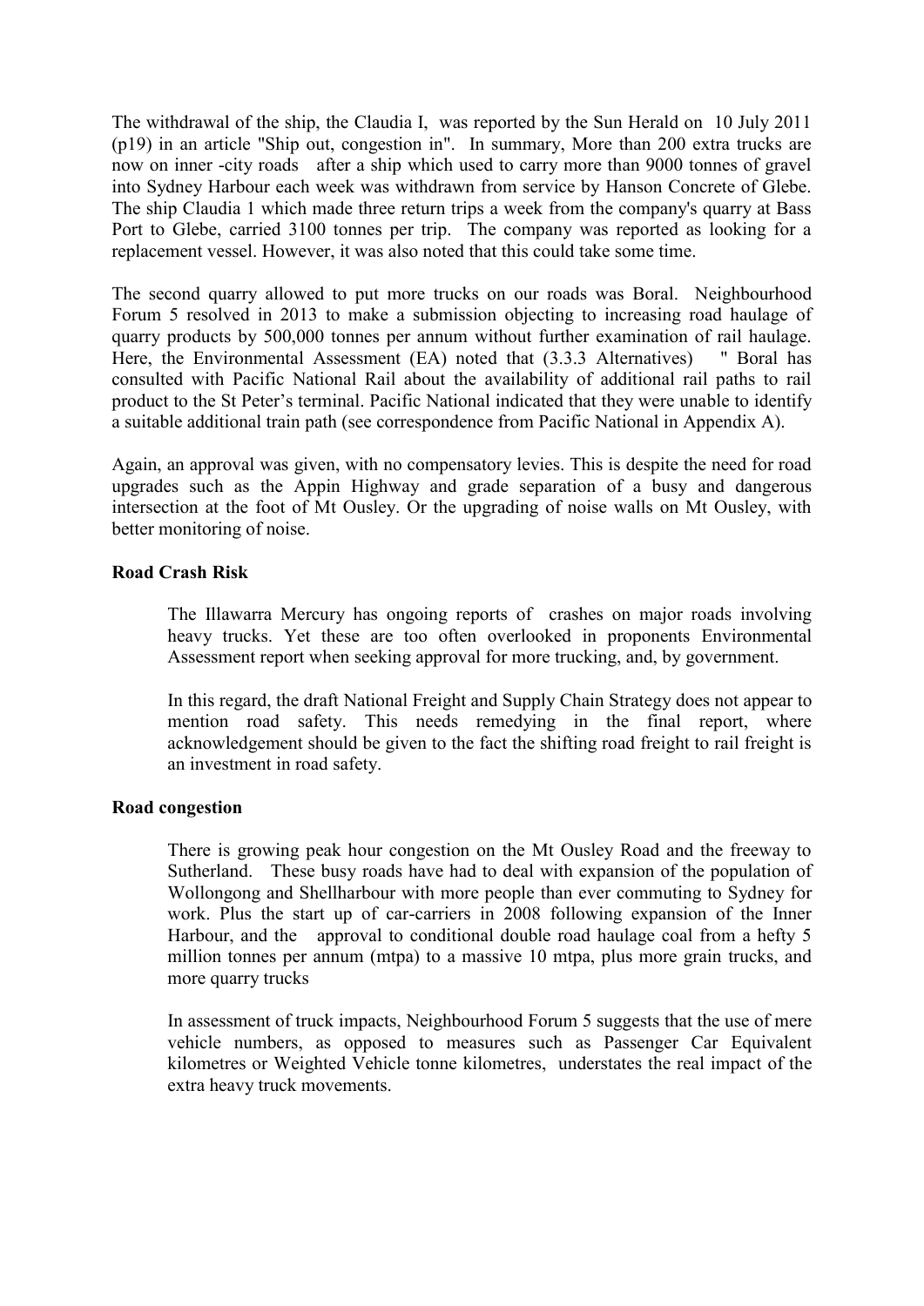The withdrawal of the ship, the Claudia I, was reported by the Sun Herald on 10 July 2011 (p19) in an article "Ship out, congestion in". In summary, More than 200 extra trucks are now on inner -city roads after a ship which used to carry more than 9000 tonnes of gravel into Sydney Harbour each week was withdrawn from service by Hanson Concrete of Glebe. The ship Claudia 1 which made three return trips a week from the company's quarry at Bass Port to Glebe, carried 3100 tonnes per trip. The company was reported as looking for a replacement vessel. However, it was also noted that this could take some time.

The second quarry allowed to put more trucks on our roads was Boral. Neighbourhood Forum 5 resolved in 2013 to make a submission objecting to increasing road haulage of quarry products by 500,000 tonnes per annum without further examination of rail haulage. Here, the Environmental Assessment (EA) noted that (3.3.3 Alternatives) " Boral has consulted with Pacific National Rail about the availability of additional rail paths to rail product to the St Peter's terminal. Pacific National indicated that they were unable to identify a suitable additional train path (see correspondence from Pacific National in Appendix A).

Again, an approval was given, with no compensatory levies. This is despite the need for road upgrades such as the Appin Highway and grade separation of a busy and dangerous intersection at the foot of Mt Ousley. Or the upgrading of noise walls on Mt Ousley, with better monitoring of noise.

**Road Crash Risk**

The Illawarra Mercury has ongoing reports of crashes on major roads involving heavy trucks. Yet these are too often overlooked in proponents Environmental Assessment report when seeking approval for more trucking, and, by government.

In this regard, the draft National Freight and Supply Chain Strategy does not appear to mention road safety. This needs remedying in the final report, where acknowledgement should be given to the fact the shifting road freight to rail freight is an investment in road safety.

**Road congestion**

There is growing peak hour congestion on the Mt Ousley Road and the freeway to Sutherland. These busy roads have had to deal with expansion of the population of Wollongong and Shellharbour with more people than ever commuting to Sydney for work. Plus the start up of car-carriers in 2008 following expansion of the Inner Harbour, and the approval to conditional double road haulage coal from a hefty 5 million tonnes per annum (mtpa) to a massive 10 mtpa, plus more grain trucks, and more quarry trucks

In assessment of truck impacts, Neighbourhood Forum 5 suggests that the use of mere vehicle numbers, as opposed to measures such as Passenger Car Equivalent kilometres or Weighted Vehicle tonne kilometres, understates the real impact of the extra heavy truck movements.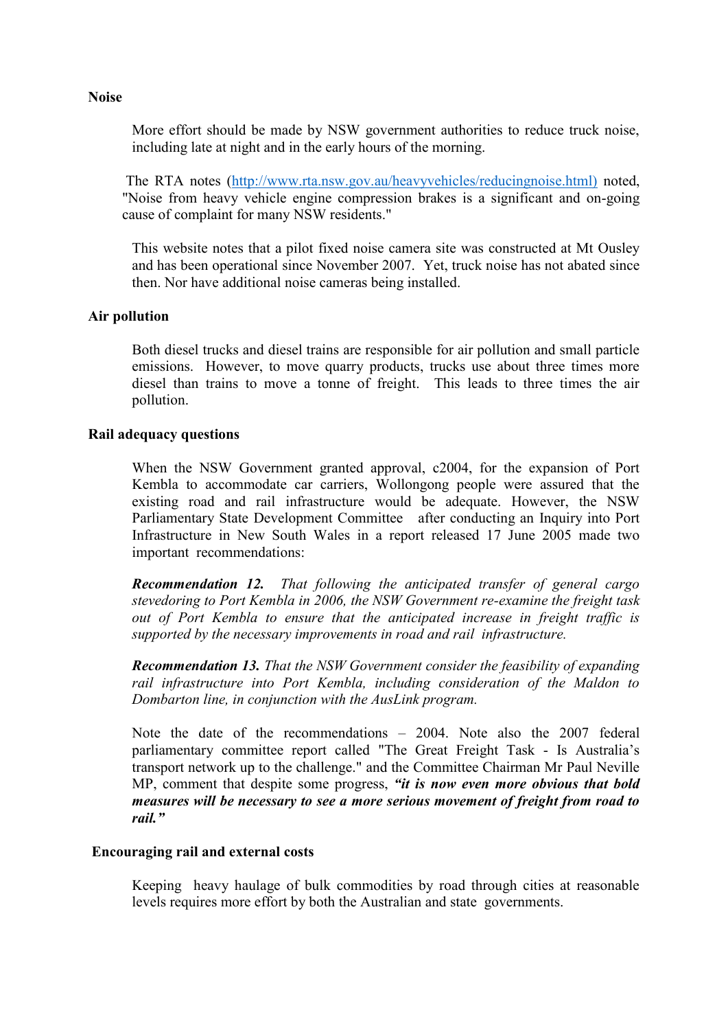**Noise**

More effort should be made by NSW government authorities to reduce truck noise, including late at night and in the early hours of the morning.

The RTA notes ([http://www.rta.nsw.gov.au/heavyvehicles/reducingnoise.html)](http://www.rta.nsw.gov.au/heavyvehicles/reducingnoise.html) noted, "Noise from heavy vehicle engine compression brakes is a significant and on-going cause of complaint for many NSW residents."

This website notes that a pilot fixed noise camera site was constructed at Mt Ousley and has been operational since November 2007. Yet, truck noise has not abated since then. Nor have additional noise cameras being installed.

**Air pollution**

Both diesel trucks and diesel trains are responsible for air pollution and small particle emissions. However, to move quarry products, trucks use about three times more diesel than trains to move a tonne of freight. This leads to three times the air pollution.

**Rail adequacy questions**

When the NSW Government granted approval, c2004, for the expansion of Port Kembla to accommodate car carriers, Wollongong people were assured that the existing road and rail infrastructure would be adequate. However, the NSW Parliamentary State Development Committee after conducting an Inquiry into Port Infrastructure in New South Wales in a report released 17 June 2005 made two important recommendations:

***Recommendation 12.*** *That following the anticipated transfer of general cargo stevedoring to Port Kembla in 2006, the NSW Government re-examine the freight task out of Port Kembla to ensure that the anticipated increase in freight traffic is supported by the necessary improvements in road and rail infrastructure.*

***Recommendation 13.*** *That the NSW Government consider the feasibility of expanding rail infrastructure into Port Kembla, including consideration of the Maldon to Dombarton line, in conjunction with the AusLink program.*

Note the date of the recommendations – 2004. Note also the 2007 federal parliamentary committee report called "The Great Freight Task - Is Australia's transport network up to the challenge." and the Committee Chairman Mr Paul Neville MP, comment that despite some progress, ***"it is now even more obvious that bold measures will be necessary to see a more serious movement of freight from road to rail."***

**Encouraging rail and external costs**

Keeping heavy haulage of bulk commodities by road through cities at reasonable levels requires more effort by both the Australian and state governments.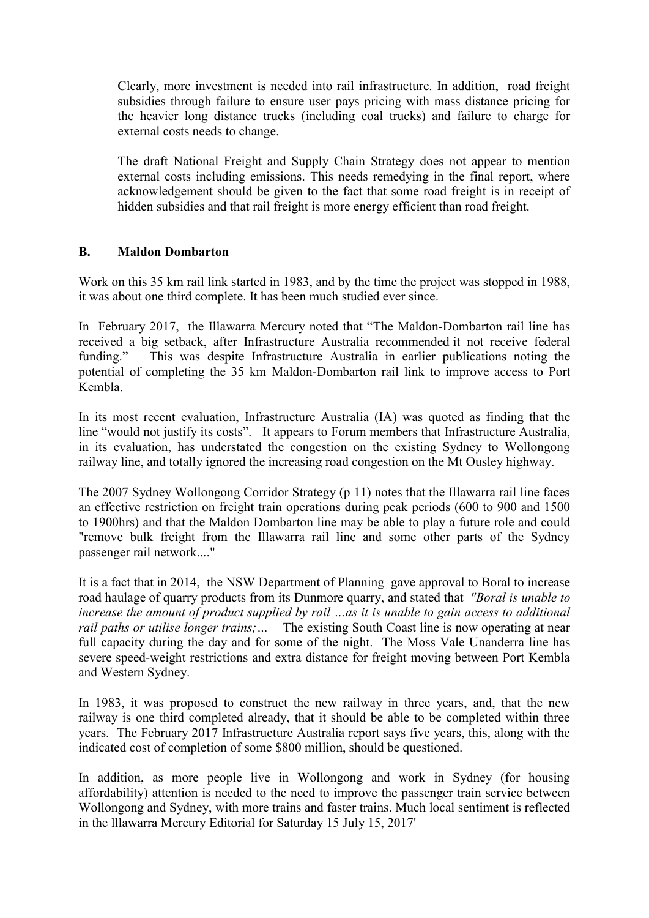Clearly, more investment is needed into rail infrastructure. In addition, road freight subsidies through failure to ensure user pays pricing with mass distance pricing for the heavier long distance trucks (including coal trucks) and failure to charge for external costs needs to change.

The draft National Freight and Supply Chain Strategy does not appear to mention external costs including emissions. This needs remedying in the final report, where acknowledgement should be given to the fact that some road freight is in receipt of hidden subsidies and that rail freight is more energy efficient than road freight.

## B. Maldon Dombarton

Work on this 35 km rail link started in 1983, and by the time the project was stopped in 1988, it was about one third complete. It has been much studied ever since.

In February 2017, the Illawarra Mercury noted that "The Maldon-Dombarton rail line has received a big setback, after Infrastructure Australia recommended it not receive federal funding." This was despite Infrastructure Australia in earlier publications noting the potential of completing the 35 km Maldon-Dombarton rail link to improve access to Port Kembla.

In its most recent evaluation, Infrastructure Australia (IA) was quoted as finding that the line "would not justify its costs". It appears to Forum members that Infrastructure Australia, in its evaluation, has understated the congestion on the existing Sydney to Wollongong railway line, and totally ignored the increasing road congestion on the Mt Ousley highway.

The 2007 Sydney Wollongong Corridor Strategy (p 11) notes that the Illawarra rail line faces an effective restriction on freight train operations during peak periods (600 to 900 and 1500 to 1900hrs) and that the Maldon Dombarton line may be able to play a future role and could "remove bulk freight from the Illawarra rail line and some other parts of the Sydney passenger rail network...."

It is a fact that in 2014, the NSW Department of Planning gave approval to Boral to increase road haulage of quarry products from its Dunmore quarry, and stated that *"Boral is unable to increase the amount of product supplied by rail …as it is unable to gain access to additional rail paths or utilise longer trains;…* The existing South Coast line is now operating at near full capacity during the day and for some of the night. The Moss Vale Unanderra line has severe speed-weight restrictions and extra distance for freight moving between Port Kembla and Western Sydney.

In 1983, it was proposed to construct the new railway in three years, and, that the new railway is one third completed already, that it should be able to be completed within three years. The February 2017 Infrastructure Australia report says five years, this, along with the indicated cost of completion of some $800 million, should be questioned.

In addition, as more people live in Wollongong and work in Sydney (for housing affordability) attention is needed to the need to improve the passenger train service between Wollongong and Sydney, with more trains and faster trains. Much local sentiment is reflected in the lllawarra Mercury Editorial for Saturday 15 July 15, 2017'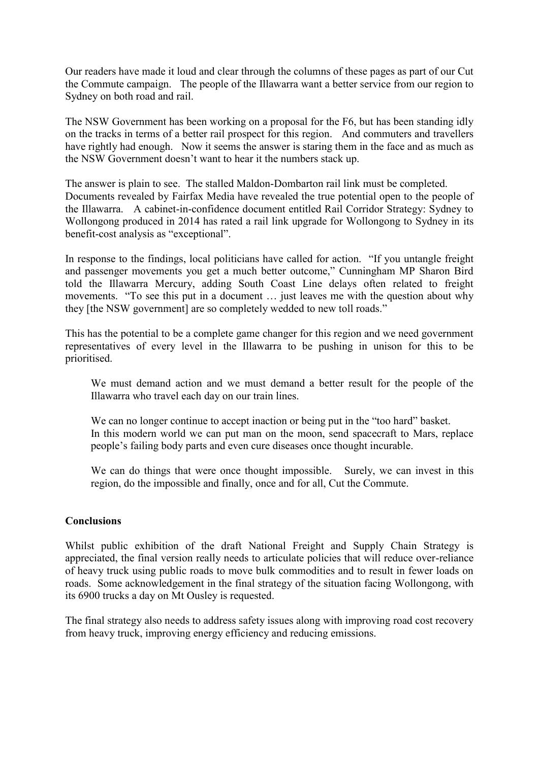Our readers have made it loud and clear through the columns of these pages as part of our Cut the Commute campaign. The people of the Illawarra want a better service from our region to Sydney on both road and rail.

The NSW Government has been working on a proposal for the F6, but has been standing idly on the tracks in terms of a better rail prospect for this region. And commuters and travellers have rightly had enough. Now it seems the answer is staring them in the face and as much as the NSW Government doesn't want to hear it the numbers stack up.

The answer is plain to see. The stalled Maldon-Dombarton rail link must be completed. Documents revealed by Fairfax Media have revealed the true potential open to the people of the Illawarra. A cabinet-in-confidence document entitled Rail Corridor Strategy: Sydney to Wollongong produced in 2014 has rated a rail link upgrade for Wollongong to Sydney in its benefit-cost analysis as "exceptional".

In response to the findings, local politicians have called for action. "If you untangle freight and passenger movements you get a much better outcome," Cunningham MP Sharon Bird told the Illawarra Mercury, adding South Coast Line delays often related to freight movements. "To see this put in a document … just leaves me with the question about why they [the NSW government] are so completely wedded to new toll roads."

This has the potential to be a complete game changer for this region and we need government representatives of every level in the Illawarra to be pushing in unison for this to be prioritised.

> We must demand action and we must demand a better result for the people of the Illawarra who travel each day on our train lines.
>
> We can no longer continue to accept inaction or being put in the "too hard" basket. In this modern world we can put man on the moon, send spacecraft to Mars, replace people's failing body parts and even cure diseases once thought incurable.
>
> We can do things that were once thought impossible. Surely, we can invest in this region, do the impossible and finally, once and for all, Cut the Commute.

**Conclusions**

Whilst public exhibition of the draft National Freight and Supply Chain Strategy is appreciated, the final version really needs to articulate policies that will reduce over-reliance of heavy truck using public roads to move bulk commodities and to result in fewer loads on roads. Some acknowledgement in the final strategy of the situation facing Wollongong, with its 6900 trucks a day on Mt Ousley is requested.

The final strategy also needs to address safety issues along with improving road cost recovery from heavy truck, improving energy efficiency and reducing emissions.